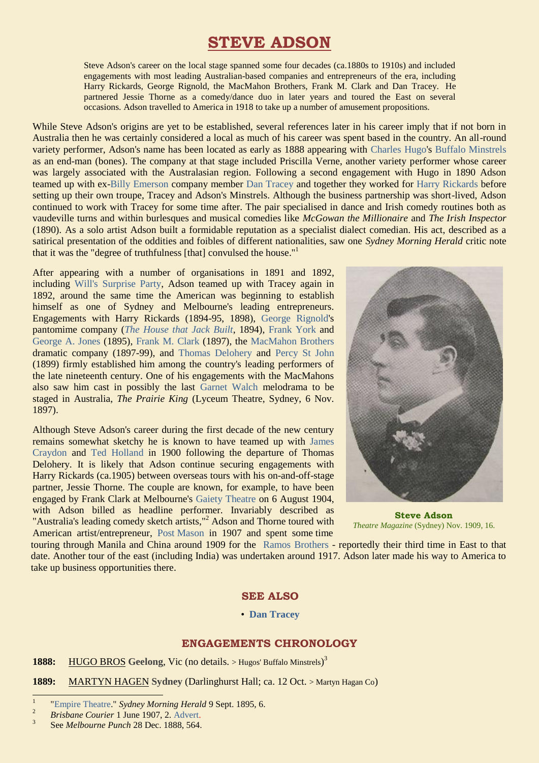# STEVE ADSON

Steve Adson's career on the local stage spanned some four decades (ca.1880s to 1910s) and included engagements with most leading Australian-based companies and entrepreneurs of the era, including Harry Rickards, George Rignold, the MacMahon Brothers, Frank M. Clark and Dan Tracey. He partnered Jessie Thorne as a comedy/dance duo in later years and toured the East on several occasions. Adson travelled to America in 1918 to take up a number of amusement propositions.

While Steve Adson's origins are yet to be established, several references later in his career imply that if not born in Australia then he was certainly considered a local as much of his career was spent based in the country. An all-round variety performer, Adson's name has been located as early as 1888 appearing with Charles Hugo's Buffalo Minstrels as an end-man (bones). The company at that stage included Priscilla Verne, another variety performer whose career was largely associated with the Australasian region. Following a second engagement with Hugo in 1890 Adson teamed up with ex-Billy Emerson company member Dan Tracey and together they worked for Harry Rickards before setting up their own troupe, Tracey and Adson's Minstrels. Although the business partnership was short-lived, Adson continued to work with Tracey for some time after. The pair specialised in dance and Irish comedy routines both as vaudeville turns and within burlesques and musical comedies like *McGowan the Millionaire* and *The Irish Inspector* (1890). As a solo artist Adson built a formidable reputation as a specialist dialect comedian. His act, described as a satirical presentation of the oddities and foibles of different nationalities, saw one *Sydney Morning Herald* critic note that it was the "degree of truthfulness [that] convulsed the house."[1]

After appearing with a number of organisations in 1891 and 1892, including Will's Surprise Party, Adson teamed up with Tracey again in 1892, around the same time the American was beginning to establish himself as one of Sydney and Melbourne's leading entrepreneurs. Engagements with Harry Rickards (1894-95, 1898), George Rignold's pantomime company (*The House that Jack Built*, 1894), Frank York and George A. Jones (1895), Frank M. Clark (1897), the MacMahon Brothers dramatic company (1897-99), and Thomas Delohery and Percy St John (1899) firmly established him among the country's leading performers of the late nineteenth century. One of his engagements with the MacMahons also saw him cast in possibly the last Garnet Walch melodrama to be staged in Australia, *The Prairie King* (Lyceum Theatre, Sydney, 6 Nov. 1897).

Although Steve Adson's career during the first decade of the new century remains somewhat sketchy he is known to have teamed up with James Craydon and Ted Holland in 1900 following the departure of Thomas Delohery. It is likely that Adson continue securing engagements with Harry Rickards (ca.1905) between overseas tours with his on-and-off-stage partner, Jessie Thorne. The couple are known, for example, to have been engaged by Frank Clark at Melbourne's Gaiety Theatre on 6 August 1904, with Adson billed as headline performer. Invariably described as "Australia's leading comedy sketch artists,"[2] Adson and Thorne toured with American artist/entrepreneur, Post Mason in 1907 and spent some time touring through Manila and China around 1909 for the Ramos Brothers - reportedly their third time in East to that date. Another tour of the east (including India) was undertaken around 1917. Adson later made his way to America to take up business opportunities there.

**Steve Adson**
*Theatre Magazine* (Sydney) Nov. 1909, 16.

## SEE ALSO

- **Dan Tracey**

## ENGAGEMENTS CHRONOLOGY

**1888:** HUGO BROS **Geelong**, Vic (no details. > Hugos' Buffalo Minstrels)[3]

**1889:** MARTYN HAGEN **Sydney** (Darlinghurst Hall; ca. 12 Oct. > Martyn Hagan Co)

---

1. "Empire Theatre." *Sydney Morning Herald* 9 Sept. 1895, 6.
2. *Brisbane Courier* 1 June 1907, 2. Advert.
3. See *Melbourne Punch* 28 Dec. 1888, 564.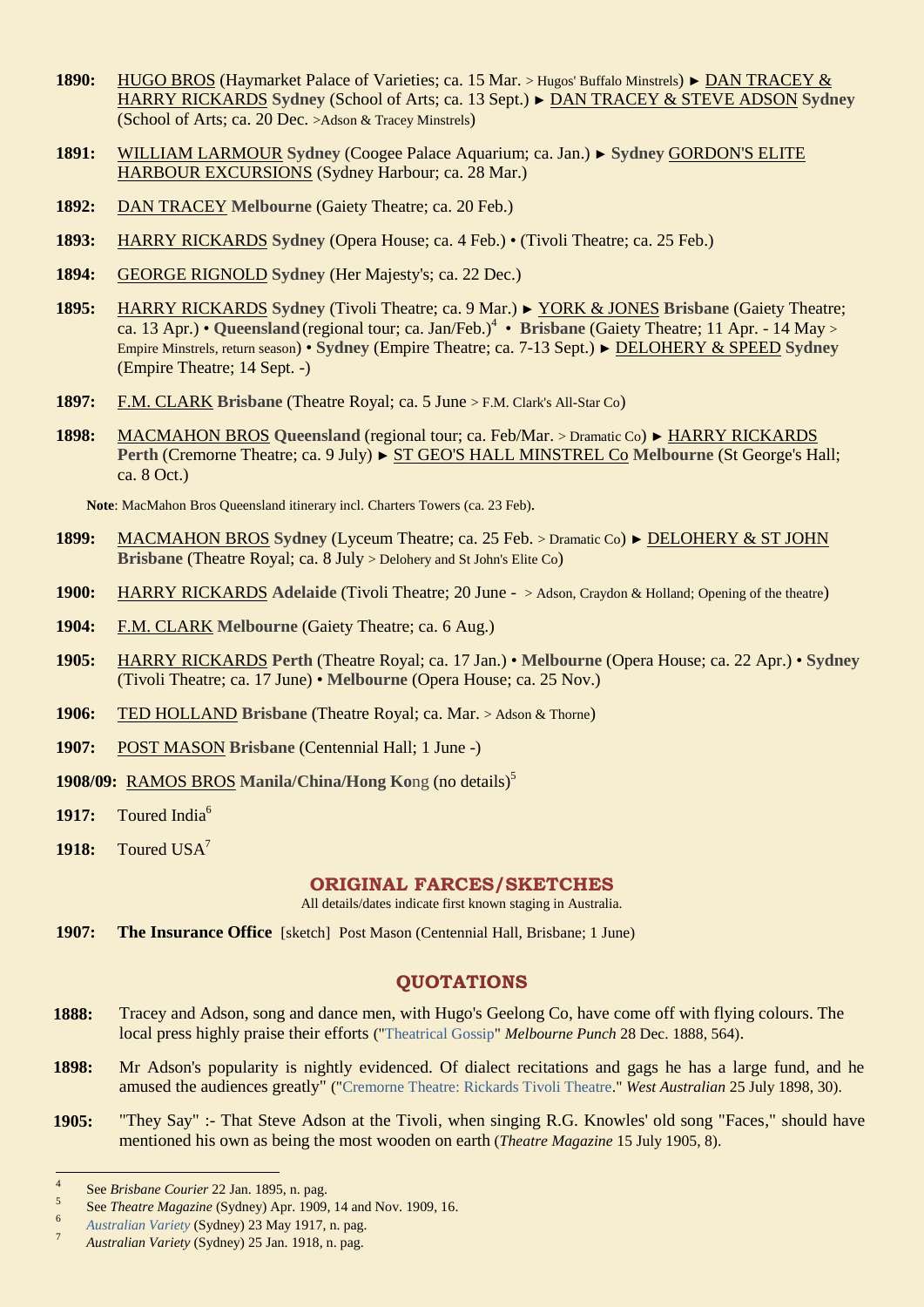**1890:** HUGO BROS (Haymarket Palace of Varieties; ca. 15 Mar. > Hugos' Buffalo Minstrels) ► DAN TRACEY & HARRY RICKARDS **Sydney** (School of Arts; ca. 13 Sept.) ► DAN TRACEY & STEVE ADSON **Sydney** (School of Arts; ca. 20 Dec. >Adson & Tracey Minstrels)

**1891:** WILLIAM LARMOUR **Sydney** (Coogee Palace Aquarium; ca. Jan.) ► **Sydney** GORDON'S ELITE HARBOUR EXCURSIONS (Sydney Harbour; ca. 28 Mar.)

**1892:** DAN TRACEY **Melbourne** (Gaiety Theatre; ca. 20 Feb.)

**1893:** HARRY RICKARDS **Sydney** (Opera House; ca. 4 Feb.) • (Tivoli Theatre; ca. 25 Feb.)

**1894:** GEORGE RIGNOLD **Sydney** (Her Majesty's; ca. 22 Dec.)

**1895:** HARRY RICKARDS **Sydney** (Tivoli Theatre; ca. 9 Mar.) ► YORK & JONES **Brisbane** (Gaiety Theatre; ca. 13 Apr.) • **Queensland** (regional tour; ca. Jan/Feb.)[4] • **Brisbane** (Gaiety Theatre; 11 Apr. - 14 May > Empire Minstrels, return season) • **Sydney** (Empire Theatre; ca. 7-13 Sept.) ► DELOHERY & SPEED **Sydney** (Empire Theatre; 14 Sept. -)

**1897:** F.M. CLARK **Brisbane** (Theatre Royal; ca. 5 June > F.M. Clark's All-Star Co)

**1898:** MACMAHON BROS **Queensland** (regional tour; ca. Feb/Mar. > Dramatic Co) ► HARRY RICKARDS **Perth** (Cremorne Theatre; ca. 9 July) ► ST GEO'S HALL MINSTREL Co **Melbourne** (St George's Hall; ca. 8 Oct.)

**Note**: MacMahon Bros Queensland itinerary incl. Charters Towers (ca. 23 Feb).

**1899:** MACMAHON BROS **Sydney** (Lyceum Theatre; ca. 25 Feb. > Dramatic Co) ► DELOHERY & ST JOHN **Brisbane** (Theatre Royal; ca. 8 July > Delohery and St John's Elite Co)

**1900:** HARRY RICKARDS **Adelaide** (Tivoli Theatre; 20 June - > Adson, Craydon & Holland; Opening of the theatre)

**1904:** F.M. CLARK **Melbourne** (Gaiety Theatre; ca. 6 Aug.)

**1905:** HARRY RICKARDS **Perth** (Theatre Royal; ca. 17 Jan.) • **Melbourne** (Opera House; ca. 22 Apr.) • **Sydney** (Tivoli Theatre; ca. 17 June) • **Melbourne** (Opera House; ca. 25 Nov.)

**1906:** TED HOLLAND **Brisbane** (Theatre Royal; ca. Mar. > Adson & Thorne)

**1907:** POST MASON **Brisbane** (Centennial Hall; 1 June -)

**1908/09:** RAMOS BROS **Manila/China/Hong Ko**ng (no details)[5]

**1917:** Toured India[6]

**1918:** Toured USA[7]

## ORIGINAL FARCES/SKETCHES

All details/dates indicate first known staging in Australia.

**1907:** **The Insurance Office** [sketch] Post Mason (Centennial Hall, Brisbane; 1 June)

## QUOTATIONS

**1888:** Tracey and Adson, song and dance men, with Hugo's Geelong Co, have come off with flying colours. The local press highly praise their efforts ("Theatrical Gossip" *Melbourne Punch* 28 Dec. 1888, 564).

**1898:** Mr Adson's popularity is nightly evidenced. Of dialect recitations and gags he has a large fund, and he amused the audiences greatly" ("Cremorne Theatre: Rickards Tivoli Theatre." *West Australian* 25 July 1898, 30).

**1905:** "They Say" :- That Steve Adson at the Tivoli, when singing R.G. Knowles' old song "Faces," should have mentioned his own as being the most wooden on earth (*Theatre Magazine* 15 July 1905, 8).

---

4 See *Brisbane Courier* 22 Jan. 1895, n. pag.

5 See *Theatre Magazine* (Sydney) Apr. 1909, 14 and Nov. 1909, 16.

6 *Australian Variety* (Sydney) 23 May 1917, n. pag.

7 *Australian Variety* (Sydney) 25 Jan. 1918, n. pag.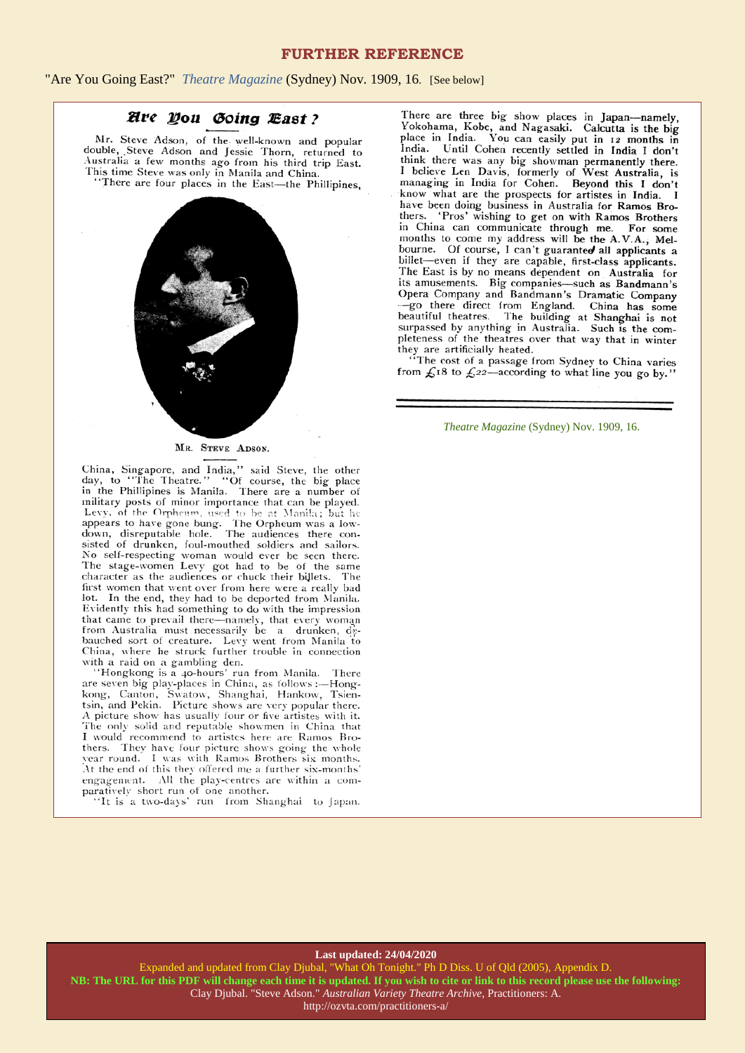## FURTHER REFERENCE

"Are You Going East?" *Theatre Magazine* (Sydney) Nov. 1909, 16. [See below]

### Are You Going East?

Mr. Steve Adson, of the well-known and popular double, Steve Adson and Jessie Thorn, returned to Australia a few months ago from his third trip East. This time Steve was only in Manila and China.

"There are four places in the East—the Phillipines, China, Singapore, and India," said Steve, the other day, to "The Theatre." "Of course, the big place in the Phillipines is Manila. There are a number of military posts of minor importance that can be played. Levy, of the Orpheum, used to be at Manila; but he appears to have gone bung. The Orpheum was a low-down, disreputable hole. The audiences there consisted of drunken, foul-mouthed soldiers and sailors. No self-respecting woman would ever be seen there. The stage-women Levy got had to be of the same character as the audiences or chuck their billets. The first women that went over from here were a really bad lot. In the end, they had to be deported from Manila. Evidently this had something to do with the impression that came to prevail there—namely, that every woman from Australia must necessarily be a drunken, debauched sort of creature. Levy went from Manila to China, where he struck further trouble in connection with a raid on a gambling den.

MR. STEVE ADSON.

"Hongkong is a 40-hours' run from Manila. There are seven big play-places in China, as follows:—Hongkong, Canton, Swatow, Shanghai, Hankow, Tsientsin, and Pekin. Picture shows are very popular there. A picture show has usually four or five artistes with it. The only solid and reputable showmen in China that I would recommend to artistes here are Ramos Brothers. They have four picture shows going the whole year round. I was with Ramos Brothers six months. At the end of this they offered me a further six-months' engagement. All the play-centres are within a comparatively short run of one another.

"It is a two-days' run from Shanghai to Japan. There are three big show places in Japan—namely, Yokohama, Kobe, and Nagasaki. Calcutta is the big place in India. You can easily put in 12 months in India. Until Cohen recently settled in India I don't think there was any big showman permanently there. I believe Len Davis, formerly of West Australia, is managing in India for Cohen. Beyond this I don't know what are the prospects for artistes in India. I have been doing business in Australia for Ramos Brothers. 'Pros' wishing to get on with Ramos Brothers in China can communicate through me. For some months to come my address will be the A.V.A., Melbourne. Of course, I can't guarantee all applicants a billet—even if they are capable, first-class applicants. The East is by no means dependent on Australia for its amusements. Big companies—such as Bandmann's Opera Company and Bandmann's Dramatic Company—go there direct from England. China has some beautiful theatres. The building at Shanghai is not surpassed by anything in Australia. Such is the completeness of the theatres over that way that in winter they are artificially heated.

"The cost of a passage from Sydney to China varies from £18 to £22—according to what line you go by."

*Theatre Magazine* (Sydney) Nov. 1909, 16.

**Last updated: 24/04/2020**

Expanded and updated from Clay Djubal, "What Oh Tonight." Ph D Diss. U of Qld (2005), Appendix D.

**NB: The URL for this PDF will change each time it is updated. If you wish to cite or link to this record please use the following:**

Clay Djubal. "Steve Adson." *Australian Variety Theatre Archive*, Practitioners: A.

http://ozvta.com/practitioners-a/